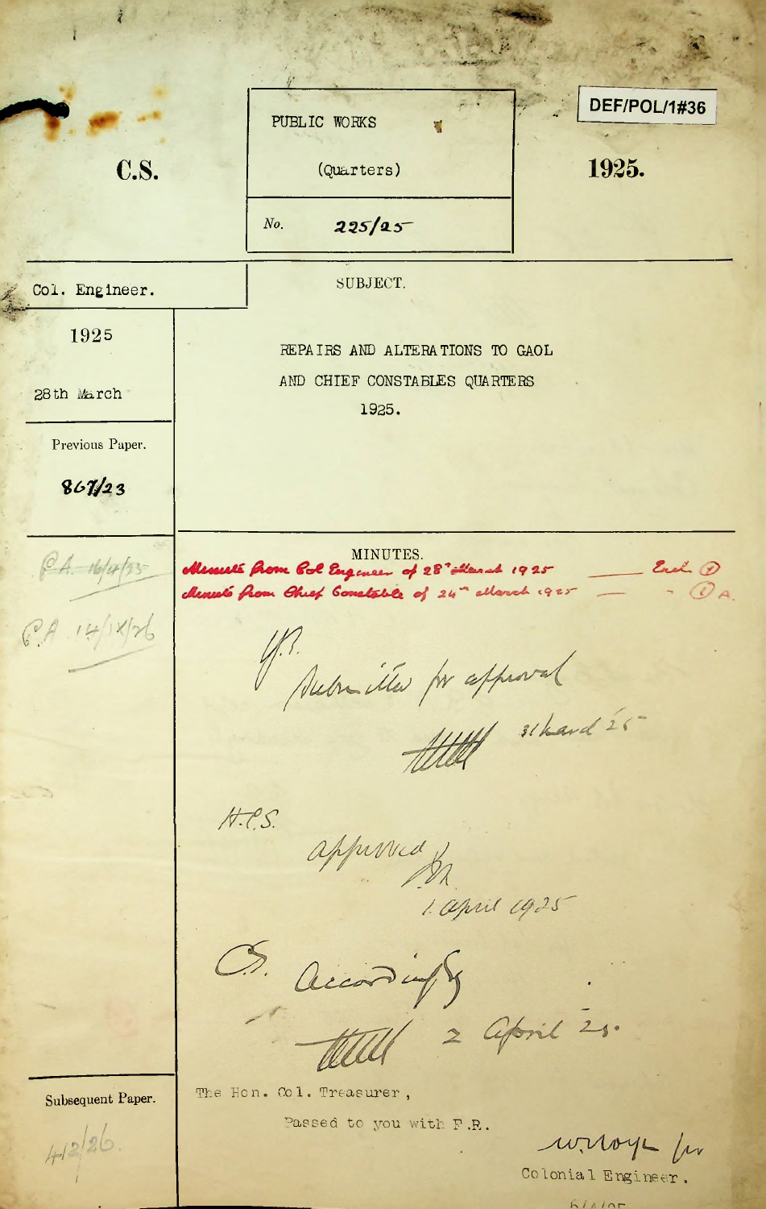DEF/POL/1#36

**C.S.**

PUBLIC WORKS

(Quarters)

No. 225/25

**1925.**

Col. Engineer.

1925

28th March

SUBJECT.

REPAIRS AND ALTERATIONS TO GAOL AND CHIEF CONSTABLES QUARTERS 1925.

Previous Paper.

867/23

MINUTES.

Minute from Col Engineer of 28th March 1925 — Encl. 1

Minute from Chief Constable of 24th March 1925 — 1A.

P.A. 16/4/25

P.A. 14/IX/26

H.E.

Submitted for approval

31 March 25

H.C.S.

Approved

1 April 1925

C.S. Accordingly

2 April 25.

Subsequent Paper.

4/2/26.

The Hon. Col. Treasurer,

Passed to you with F.R.

W. Lloyd for Colonial Engineer.

6/4/25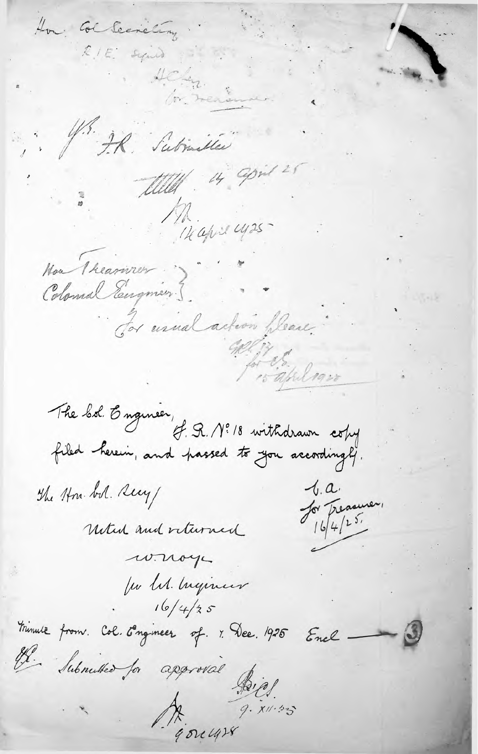Hon. Col Secretary

R.I.E. Signed

H.C. ...

for Treasurer

Y.E. F.R. Submitted

...... 14 April 25

...

14 April 1925

Hon Treasurer
Colonial Engineer

For usual action please.

...

for C.S.

15 April 1925

The Col. Engineer,

F. R. No. 18 withdrawn copy filed herein, and passed to you accordingly.

...

for Treasurer,

16/4/25.

The Hon. Col. Secy/

Noted and returned

W. Noye

for Col. Engineer

16/4/25

Minute from Col. Engineer of 7 Dec. 1925 Encl — (3)

Y.E. Submitted for approval

... C.S.

9. XII. 25

...

9 Dec 1925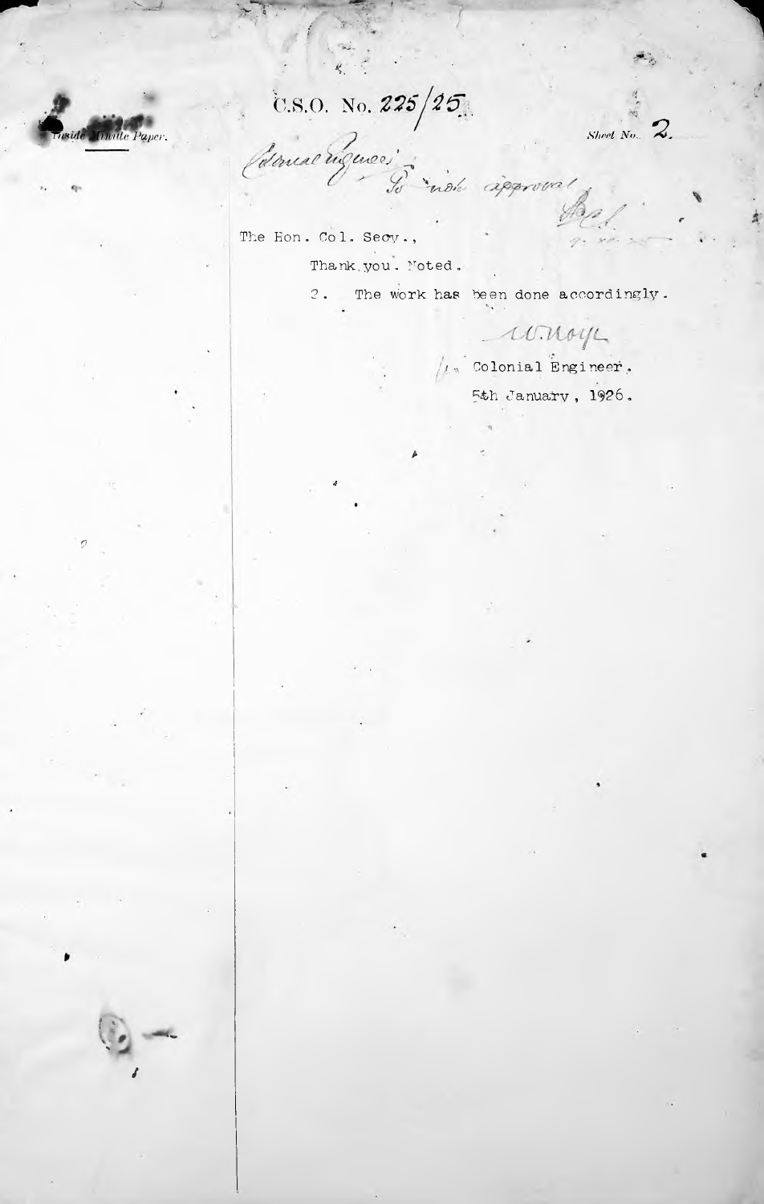Inside Minute Paper.

C.S.O. No. 225/25.

Sheet No. 2.

Colonial Engineer,
To note approval.
[signature]

The Hon. Col. Secy.,

Thank you. Noted.

2. The work has been done accordingly.

[signature]
Colonial Engineer.
5th January, 1926.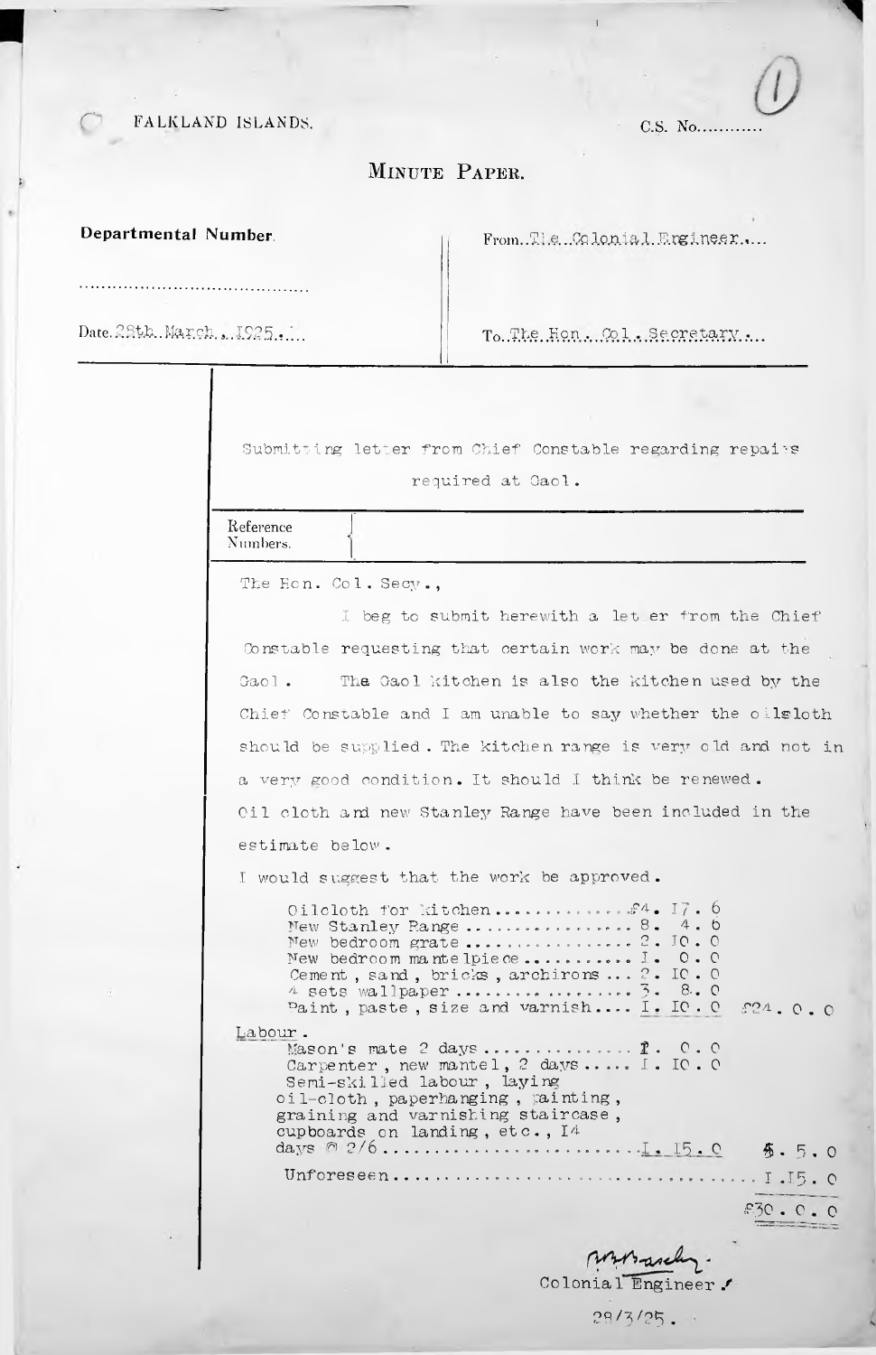FALKLAND ISLANDS. C.S. No............ (1)

## MINUTE PAPER.

**Departmental Number.**

..........................................

Date. 28th. March, 1925.

From. The Colonial Engineer.

To. The Hon. Col. Secretary.

Submitting letter from Chief Constable regarding repairs required at Gaol.

Reference Numbers.

The Hon. Col. Secy.,

I beg to submit herewith a letter from the Chief Constable requesting that certain work may be done at the Gaol. The Gaol kitchen is also the kitchen used by the Chief Constable and I am unable to say whether the oilcloth should be supplied. The kitchen range is very old and not in a very good condition. It should I think be renewed. Oil cloth and new Stanley Range have been included in the estimate below.

I would suggest that the work be approved.

| | | |
|---|---|---|
| Oilcloth for kitchen.............. | £4. 17. 6 | |
| New Stanley Range ................ | 8. 4. 6 | |
| New bedroom grate ................ | 2. 10. 0 | |
| New bedroom mantelpiece .......... | 1. 0. 0 | |
| Cement, sand, bricks, archirons ... | 2. 10. 0 | |
| 4 sets wallpaper ................. | 3. 8. 0 | |
| Paint, paste, size and varnish.... | 1. 10. 0 | £24. 0. 0 |
| Labour. | | |
| Mason's mate 2 days .............. | 2. 0. 0 | |
| Carpenter, new mantel, 2 days ..... | 1. 10. 0 | |
| Semi-skilled labour, laying oil-cloth, paperhanging, painting, graining and varnishing staircase, cupboards on landing, etc., 14 days @ 2/6 .......................... | 1. 15. 0 | 5. 5. 0 |
| Unforeseen.................................... | | 1. 15. 0 |
| | | £30. 0. 0 |

[signature]
Colonial Engineer.

28/3/25.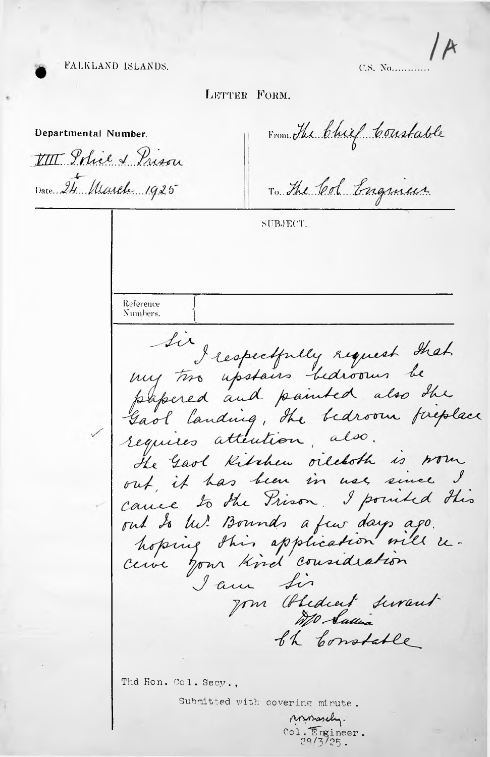1A

FALKLAND ISLANDS. C.S. No............

LETTER FORM.

**Departmental Number.**

VIII Police & Prison

Date 24th March 1925

From The Chief Constable

To The Col Engineer

SUBJECT.

Reference Numbers.

Sir

I respectfully request that my two upstairs bedrooms be papered and painted also the Gaol landing, the bedroom fireplace requires attention, also.

The Gaol Kitchen oilcloth is worn out, it has been in use since I came to the Prison. I pointed this out to Mr. Bounds a few days ago. hoping this application will receive your kind consideration

I am Sir

your Obedient Servant

W.O. Sullivan

Ch Constable

The Hon. Col. Secy.,

Submitted with covering minute.

Col. Engineer.
28/3/25.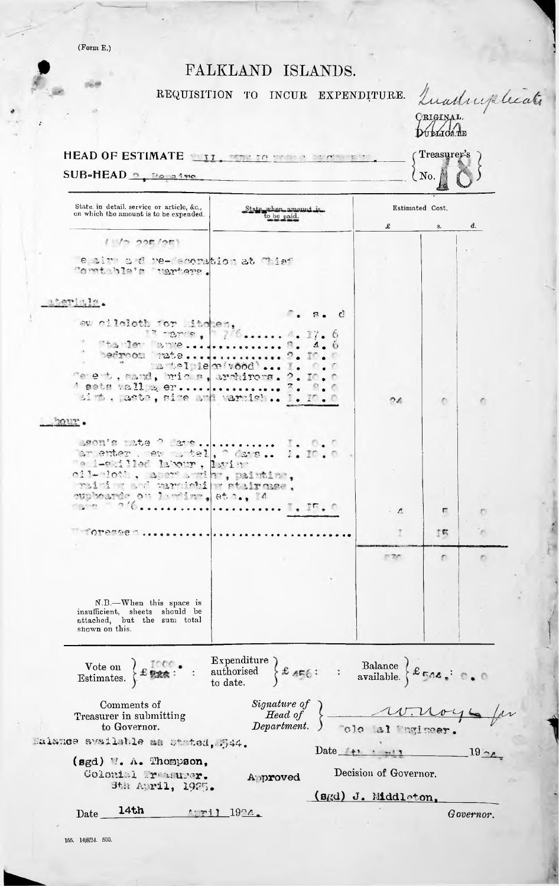(Form E.)

# FALKLAND ISLANDS.

## REQUISITION TO INCUR EXPENDITURE.

Quadruplicate

ORIGINAL.
DUPLICATE

HEAD OF ESTIMATE XII. PUBLIC WORKS RECURRENT.

SUB-HEAD 2, Repairs

Treasurer's No. 18

| State in detail, service or article, &c., on which the amount is to be expended. | State when amount is to be paid. | Estimated Cost. £ | s. | d. |
|---|---|---|---|---|
| (1/0 225/25) | | | | |
| Repairs and re-decoration at Chief Constable's Quarters. | | | | |
| Materials. | | | | |
| | £. s. d | | | |
| New oilcloth for kitchen, 13 yards, @ 7/6 | 4. 17. 6 | | | |
| " Stanley Range | 8. 4. 6 | | | |
| " bedroom grate | 2. 10. 0 | | | |
| " mantelpiece (wood) | 1. 0. 0 | | | |
| Cement, sand, bricks, architraves. | 2. 10. 0 | | | |
| 4 sets wallpaper | 3. 8. 0 | | | |
| Paint, paste, size and varnish | 1. 10. 0 | 24 | 0 | 0 |
| Labour. | | | | |
| Mason's mate 2 days | 1. 0. 0 | | | |
| Carpenter, new mantel, 2 days | 1. 10. 0 | | | |
| Semi-skilled labour, laying oil-cloth, paperhanging, painting, graining and varnishing stairs, cupboards on landing, etc., 14 days @ 2/6 | 1. 15. 0 | 4 | 5 | 0 |
| Unforeseen | | 1 | 15 | 0 |
| | | 30 | 0 | 0 |

N.B.—When this space is insufficient, sheets should be attached, but the sum total shown on this.

Vote on Estimates. £1000. : Expenditure authorised to date. £456 : : Balance available. £544. 0. 0

Comments of Treasurer in submitting to Governor.

Balance available as stated, £544.

(sgd) W. A. Thompson,
Colonial Treasurer.
8th April, 1925.

Signature of Head of Department. W. Moyes for Colonial Engineer.

Date 4th April 1924

Approved

Decision of Governor.

(sgd) J. Middleton,
Governor.

Date 14th April 1924.

155. 14/8/24. 500.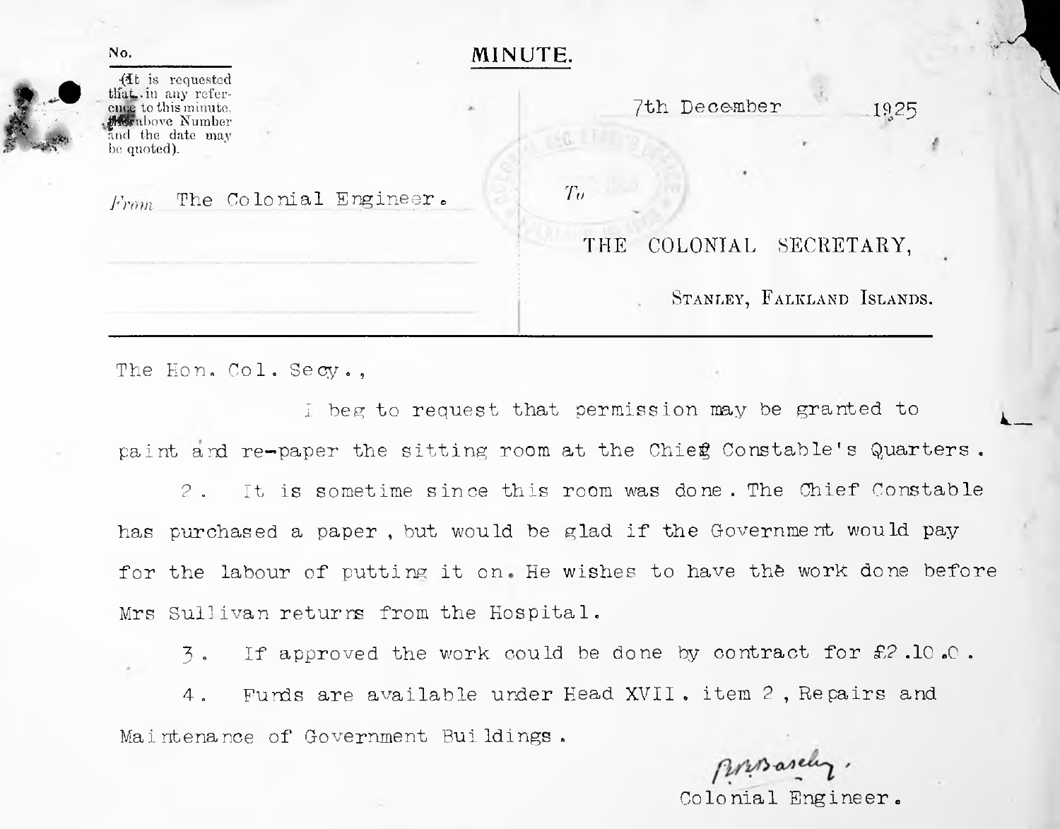No.

(It is requested that, in any reference to this minute, the above Number and the date may be quoted).

# MINUTE.

7th December 1925

*From* The Colonial Engineer.

*To* THE COLONIAL SECRETARY,

STANLEY, FALKLAND ISLANDS.

---

The Hon. Col. Secy.,

I beg to request that permission may be granted to paint and re-paper the sitting room at the Chief Constable's Quarters.

2. It is sometime since this room was done. The Chief Constable has purchased a paper, but would be glad if the Government would pay for the labour of putting it on. He wishes to have the work done before Mrs Sullivan returns from the Hospital.

3. If approved the work could be done by contract for £2.10.0.

4. Funds are available under Head XVII. item 2, Repairs and Maintenance of Government Buildings.

R.R. Baseley.
Colonial Engineer.